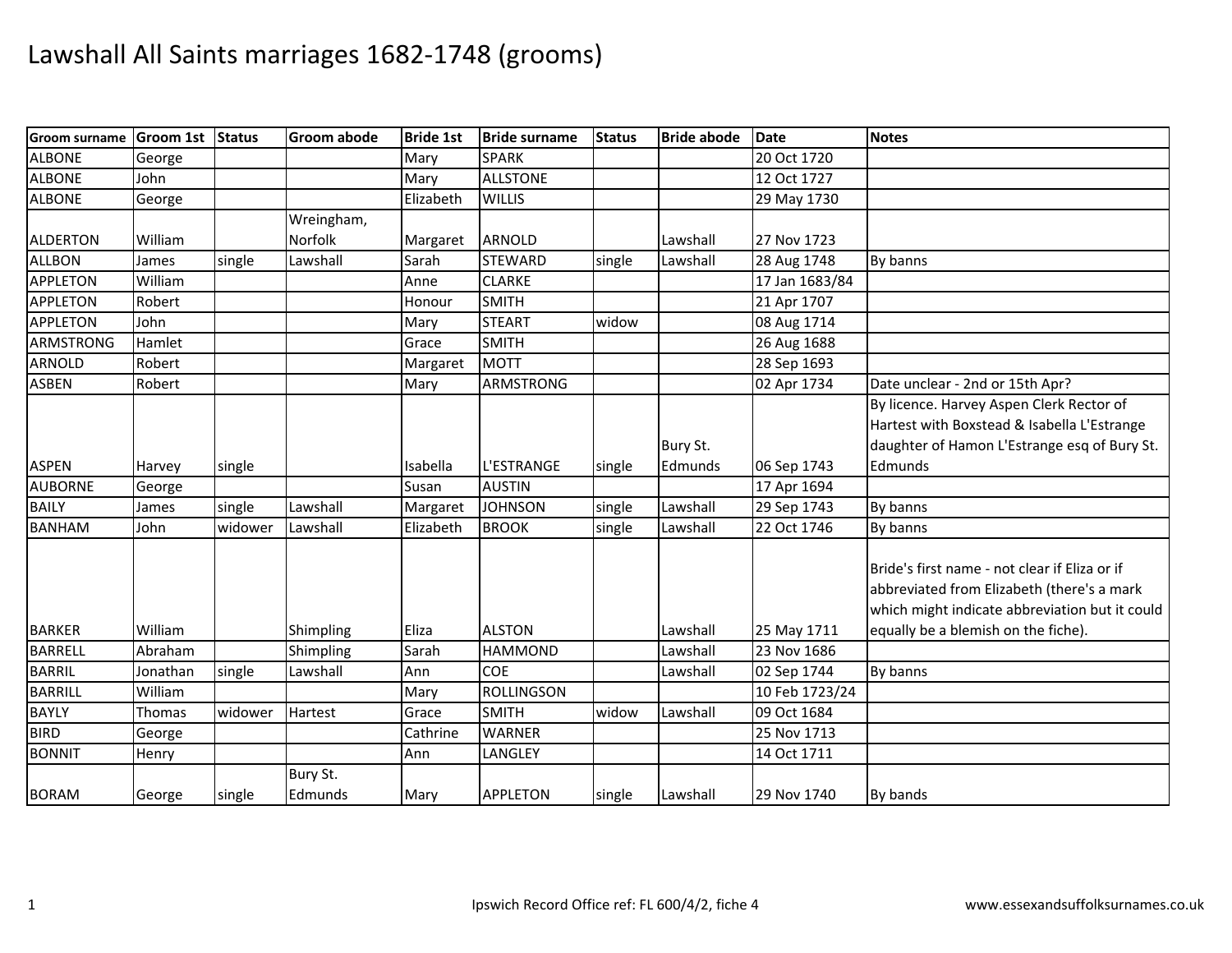# Lawshall All Saints marriages 1682-1748 (grooms)

| Groom surname | Groom 1st | Status | Groom abode | Bride 1st | Bride surname | Status | Bride abode | Date | Notes |
|---|---|---|---|---|---|---|---|---|---|
| ALBONE | George | | | Mary | SPARK | | | 20 Oct 1720 | |
| ALBONE | John | | | Mary | ALLSTONE | | | 12 Oct 1727 | |
| ALBONE | George | | | Elizabeth | WILLIS | | | 29 May 1730 | |
| ALDERTON | William | | Wreingham, Norfolk | Margaret | ARNOLD | | Lawshall | 27 Nov 1723 | |
| ALLBON | James | single | Lawshall | Sarah | STEWARD | single | Lawshall | 28 Aug 1748 | By banns |
| APPLETON | William | | | Anne | CLARKE | | | 17 Jan 1683/84 | |
| APPLETON | Robert | | | Honour | SMITH | | | 21 Apr 1707 | |
| APPLETON | John | | | Mary | STEART | widow | | 08 Aug 1714 | |
| ARMSTRONG | Hamlet | | | Grace | SMITH | | | 26 Aug 1688 | |
| ARNOLD | Robert | | | Margaret | MOTT | | | 28 Sep 1693 | |
| ASBEN | Robert | | | Mary | ARMSTRONG | | | 02 Apr 1734 | Date unclear - 2nd or 15th Apr? |
| ASPEN | Harvey | single | | Isabella | L'ESTRANGE | single | Bury St. Edmunds | 06 Sep 1743 | By licence. Harvey Aspen Clerk Rector of Hartest with Boxstead & Isabella L'Estrange daughter of Hamon L'Estrange esq of Bury St. Edmunds |
| AUBORNE | George | | | Susan | AUSTIN | | | 17 Apr 1694 | |
| BAILY | James | single | Lawshall | Margaret | JOHNSON | single | Lawshall | 29 Sep 1743 | By banns |
| BANHAM | John | widower | Lawshall | Elizabeth | BROOK | single | Lawshall | 22 Oct 1746 | By banns |
| BARKER | William | | Shimpling | Eliza | ALSTON | | Lawshall | 25 May 1711 | Bride's first name - not clear if Eliza or if abbreviated from Elizabeth (there's a mark which might indicate abbreviation but it could equally be a blemish on the fiche). |
| BARRELL | Abraham | | Shimpling | Sarah | HAMMOND | | Lawshall | 23 Nov 1686 | |
| BARRIL | Jonathan | single | Lawshall | Ann | COE | | Lawshall | 02 Sep 1744 | By banns |
| BARRILL | William | | | Mary | ROLLINGSON | | | 10 Feb 1723/24 | |
| BAYLY | Thomas | widower | Hartest | Grace | SMITH | widow | Lawshall | 09 Oct 1684 | |
| BIRD | George | | | Cathrine | WARNER | | | 25 Nov 1713 | |
| BONNIT | Henry | | | Ann | LANGLEY | | | 14 Oct 1711 | |
| BORAM | George | single | Bury St. Edmunds | Mary | APPLETON | single | Lawshall | 29 Nov 1740 | By bands |

Ipswich Record Office ref: FL 600/4/2, fiche 4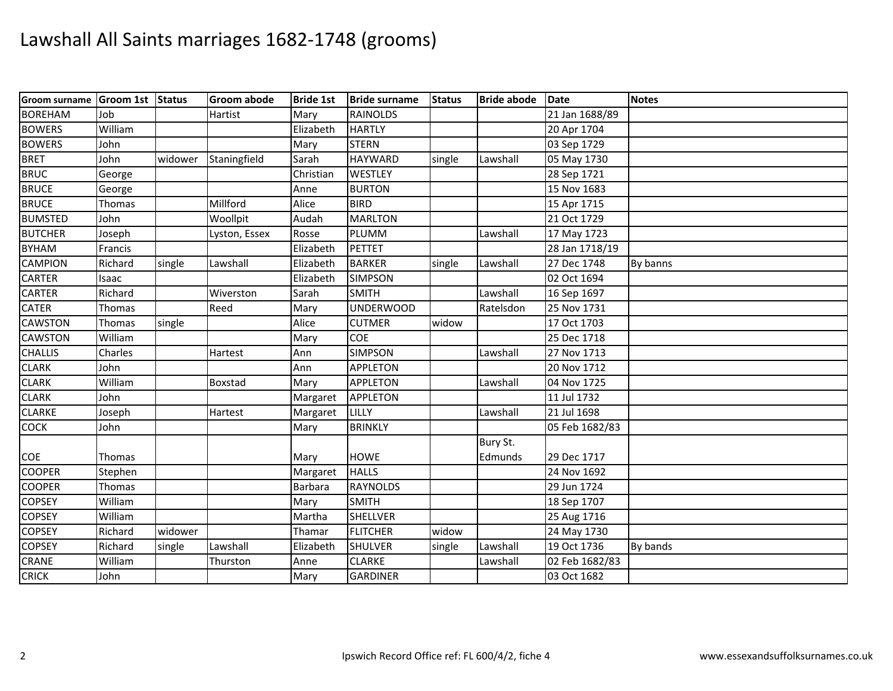# Lawshall All Saints marriages 1682-1748 (grooms)

| Groom surname | Groom 1st | Status | Groom abode | Bride 1st | Bride surname | Status | Bride abode | Date | Notes |
|---|---|---|---|---|---|---|---|---|---|
| BOREHAM | Job | | Hartist | Mary | RAINOLDS | | | 21 Jan 1688/89 | |
| BOWERS | William | | | Elizabeth | HARTLY | | | 20 Apr 1704 | |
| BOWERS | John | | | Mary | STERN | | | 03 Sep 1729 | |
| BRET | John | widower | Staningfield | Sarah | HAYWARD | single | Lawshall | 05 May 1730 | |
| BRUC | George | | | Christian | WESTLEY | | | 28 Sep 1721 | |
| BRUCE | George | | | Anne | BURTON | | | 15 Nov 1683 | |
| BRUCE | Thomas | | Millford | Alice | BIRD | | | 15 Apr 1715 | |
| BUMSTED | John | | Woollpit | Audah | MARLTON | | | 21 Oct 1729 | |
| BUTCHER | Joseph | | Lyston, Essex | Rosse | PLUMM | | Lawshall | 17 May 1723 | |
| BYHAM | Francis | | | Elizabeth | PETTET | | | 28 Jan 1718/19 | |
| CAMPION | Richard | single | Lawshall | Elizabeth | BARKER | single | Lawshall | 27 Dec 1748 | By banns |
| CARTER | Isaac | | | Elizabeth | SIMPSON | | | 02 Oct 1694 | |
| CARTER | Richard | | Wiverston | Sarah | SMITH | | Lawshall | 16 Sep 1697 | |
| CATER | Thomas | | Reed | Mary | UNDERWOOD | | Ratelsdon | 25 Nov 1731 | |
| CAWSTON | Thomas | single | | Alice | CUTMER | widow | | 17 Oct 1703 | |
| CAWSTON | William | | | Mary | COE | | | 25 Dec 1718 | |
| CHALLIS | Charles | | Hartest | Ann | SIMPSON | | Lawshall | 27 Nov 1713 | |
| CLARK | John | | | Ann | APPLETON | | | 20 Nov 1712 | |
| CLARK | William | | Boxstad | Mary | APPLETON | | Lawshall | 04 Nov 1725 | |
| CLARK | John | | | Margaret | APPLETON | | | 11 Jul 1732 | |
| CLARKE | Joseph | | Hartest | Margaret | LILLY | | Lawshall | 21 Jul 1698 | |
| COCK | John | | | Mary | BRINKLY | | | 05 Feb 1682/83 | |
| COE | Thomas | | | Mary | HOWE | | Bury St. Edmunds | 29 Dec 1717 | |
| COOPER | Stephen | | | Margaret | HALLS | | | 24 Nov 1692 | |
| COOPER | Thomas | | | Barbara | RAYNOLDS | | | 29 Jun 1724 | |
| COPSEY | William | | | Mary | SMITH | | | 18 Sep 1707 | |
| COPSEY | William | | | Martha | SHELLVER | | | 25 Aug 1716 | |
| COPSEY | Richard | widower | | Thamar | FLITCHER | widow | | 24 May 1730 | |
| COPSEY | Richard | single | Lawshall | Elizabeth | SHULVER | single | Lawshall | 19 Oct 1736 | By bands |
| CRANE | William | | Thurston | Anne | CLARKE | | Lawshall | 02 Feb 1682/83 | |
| CRICK | John | | | Mary | GARDINER | | | 03 Oct 1682 | |

Ipswich Record Office ref: FL 600/4/2, fiche 4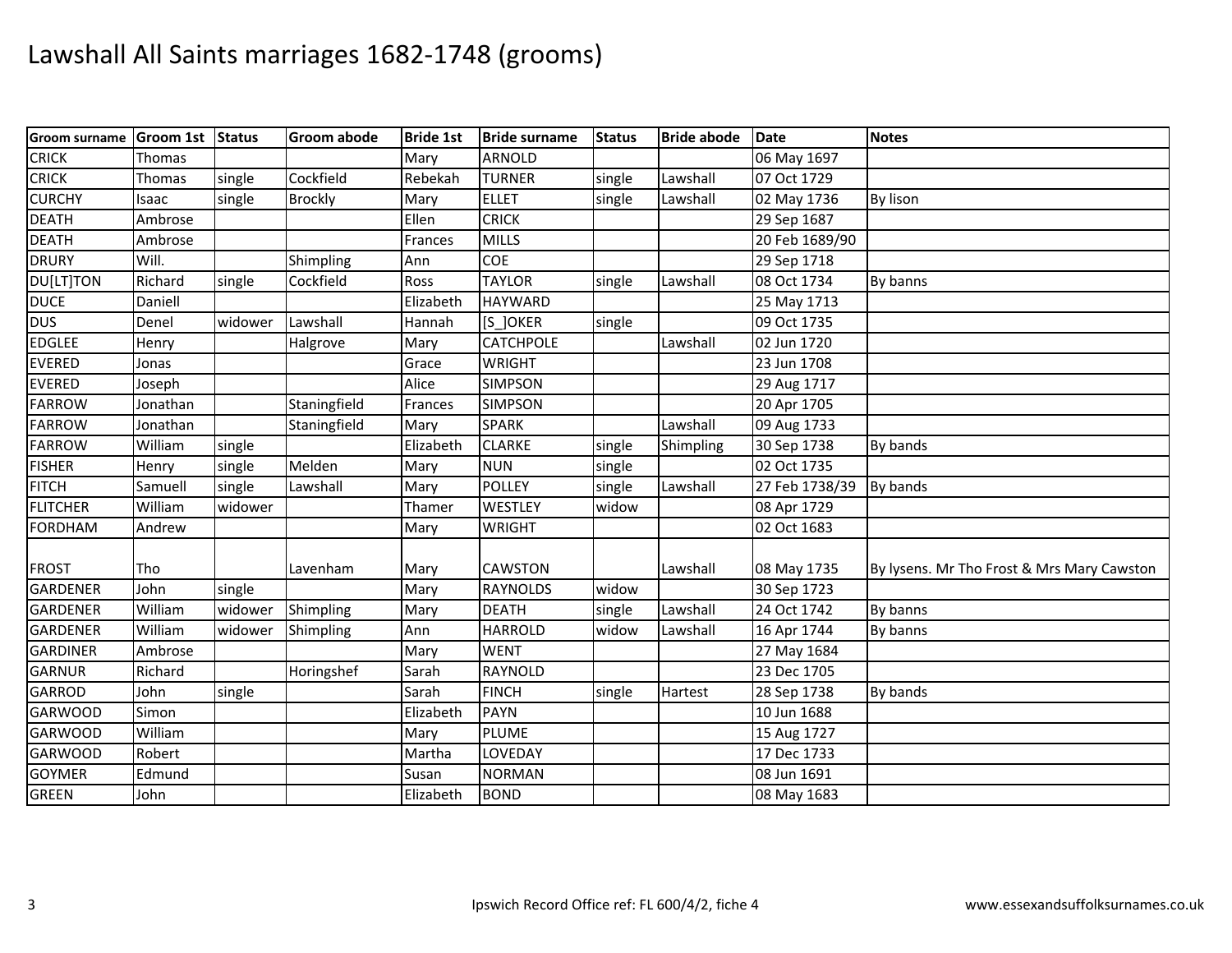# Lawshall All Saints marriages 1682-1748 (grooms)

| Groom surname | Groom 1st | Status | Groom abode | Bride 1st | Bride surname | Status | Bride abode | Date | Notes |
|---|---|---|---|---|---|---|---|---|---|
| CRICK | Thomas | | | Mary | ARNOLD | | | 06 May 1697 | |
| CRICK | Thomas | single | Cockfield | Rebekah | TURNER | single | Lawshall | 07 Oct 1729 | |
| CURCHY | Isaac | single | Brockly | Mary | ELLET | single | Lawshall | 02 May 1736 | By lison |
| DEATH | Ambrose | | | Ellen | CRICK | | | 29 Sep 1687 | |
| DEATH | Ambrose | | | Frances | MILLS | | | 20 Feb 1689/90 | |
| DRURY | Will. | | Shimpling | Ann | COE | | | 29 Sep 1718 | |
| DU[LT]TON | Richard | single | Cockfield | Ross | TAYLOR | single | Lawshall | 08 Oct 1734 | By banns |
| DUCE | Daniell | | | Elizabeth | HAYWARD | | | 25 May 1713 | |
| DUS | Denel | widower | Lawshall | Hannah | [S_]OKER | single | | 09 Oct 1735 | |
| EDGLEE | Henry | | Halgrove | Mary | CATCHPOLE | | Lawshall | 02 Jun 1720 | |
| EVERED | Jonas | | | Grace | WRIGHT | | | 23 Jun 1708 | |
| EVERED | Joseph | | | Alice | SIMPSON | | | 29 Aug 1717 | |
| FARROW | Jonathan | | Staningfield | Frances | SIMPSON | | | 20 Apr 1705 | |
| FARROW | Jonathan | | Staningfield | Mary | SPARK | | Lawshall | 09 Aug 1733 | |
| FARROW | William | single | | Elizabeth | CLARKE | single | Shimpling | 30 Sep 1738 | By bands |
| FISHER | Henry | single | Melden | Mary | NUN | single | | 02 Oct 1735 | |
| FITCH | Samuell | single | Lawshall | Mary | POLLEY | single | Lawshall | 27 Feb 1738/39 | By bands |
| FLITCHER | William | widower | | Thamer | WESTLEY | widow | | 08 Apr 1729 | |
| FORDHAM | Andrew | | | Mary | WRIGHT | | | 02 Oct 1683 | |
| FROST | Tho | | Lavenham | Mary | CAWSTON | | Lawshall | 08 May 1735 | By lysens. Mr Tho Frost & Mrs Mary Cawston |
| GARDENER | John | single | | Mary | RAYNOLDS | widow | | 30 Sep 1723 | |
| GARDENER | William | widower | Shimpling | Mary | DEATH | single | Lawshall | 24 Oct 1742 | By banns |
| GARDENER | William | widower | Shimpling | Ann | HARROLD | widow | Lawshall | 16 Apr 1744 | By banns |
| GARDINER | Ambrose | | | Mary | WENT | | | 27 May 1684 | |
| GARNUR | Richard | | Horingshef | Sarah | RAYNOLD | | | 23 Dec 1705 | |
| GARROD | John | single | | Sarah | FINCH | single | Hartest | 28 Sep 1738 | By bands |
| GARWOOD | Simon | | | Elizabeth | PAYN | | | 10 Jun 1688 | |
| GARWOOD | William | | | Mary | PLUME | | | 15 Aug 1727 | |
| GARWOOD | Robert | | | Martha | LOVEDAY | | | 17 Dec 1733 | |
| GOYMER | Edmund | | | Susan | NORMAN | | | 08 Jun 1691 | |
| GREEN | John | | | Elizabeth | BOND | | | 08 May 1683 | |

Ipswich Record Office ref: FL 600/4/2, fiche 4

www.essexandsuffolksurnames.co.uk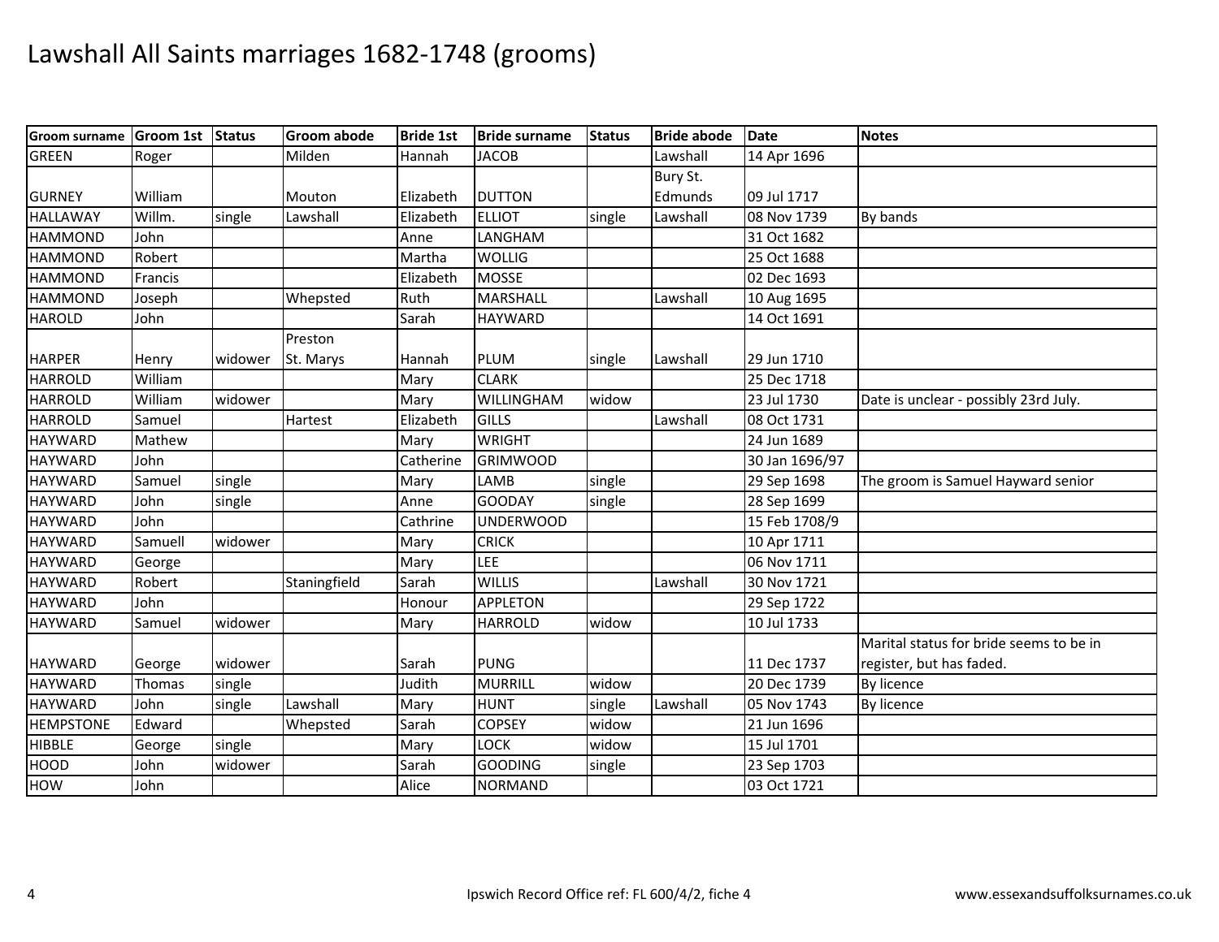# Lawshall All Saints marriages 1682-1748 (grooms)

| Groom surname | Groom 1st | Status | Groom abode | Bride 1st | Bride surname | Status | Bride abode | Date | Notes |
|---|---|---|---|---|---|---|---|---|---|
| GREEN | Roger | | Milden | Hannah | JACOB | | Lawshall | 14 Apr 1696 | |
| GURNEY | William | | Mouton | Elizabeth | DUTTON | | Bury St. Edmunds | 09 Jul 1717 | |
| HALLAWAY | Willm. | single | Lawshall | Elizabeth | ELLIOT | single | Lawshall | 08 Nov 1739 | By bands |
| HAMMOND | John | | | Anne | LANGHAM | | | 31 Oct 1682 | |
| HAMMOND | Robert | | | Martha | WOLLIG | | | 25 Oct 1688 | |
| HAMMOND | Francis | | | Elizabeth | MOSSE | | | 02 Dec 1693 | |
| HAMMOND | Joseph | | Whepsted | Ruth | MARSHALL | | Lawshall | 10 Aug 1695 | |
| HAROLD | John | | | Sarah | HAYWARD | | | 14 Oct 1691 | |
| HARPER | Henry | widower | Preston St. Marys | Hannah | PLUM | single | Lawshall | 29 Jun 1710 | |
| HARROLD | William | | | Mary | CLARK | | | 25 Dec 1718 | |
| HARROLD | William | widower | | Mary | WILLINGHAM | widow | | 23 Jul 1730 | Date is unclear - possibly 23rd July. |
| HARROLD | Samuel | | Hartest | Elizabeth | GILLS | | Lawshall | 08 Oct 1731 | |
| HAYWARD | Mathew | | | Mary | WRIGHT | | | 24 Jun 1689 | |
| HAYWARD | John | | | Catherine | GRIMWOOD | | | 30 Jan 1696/97 | |
| HAYWARD | Samuel | single | | Mary | LAMB | single | | 29 Sep 1698 | The groom is Samuel Hayward senior |
| HAYWARD | John | single | | Anne | GOODAY | single | | 28 Sep 1699 | |
| HAYWARD | John | | | Cathrine | UNDERWOOD | | | 15 Feb 1708/9 | |
| HAYWARD | Samuell | widower | | Mary | CRICK | | | 10 Apr 1711 | |
| HAYWARD | George | | | Mary | LEE | | | 06 Nov 1711 | |
| HAYWARD | Robert | | Staningfield | Sarah | WILLIS | | Lawshall | 30 Nov 1721 | |
| HAYWARD | John | | | Honour | APPLETON | | | 29 Sep 1722 | |
| HAYWARD | Samuel | widower | | Mary | HARROLD | widow | | 10 Jul 1733 | |
| HAYWARD | George | widower | | Sarah | PUNG | | | 11 Dec 1737 | Marital status for bride seems to be in register, but has faded. |
| HAYWARD | Thomas | single | | Judith | MURRILL | widow | | 20 Dec 1739 | By licence |
| HAYWARD | John | single | Lawshall | Mary | HUNT | single | Lawshall | 05 Nov 1743 | By licence |
| HEMPSTONE | Edward | | Whepsted | Sarah | COPSEY | widow | | 21 Jun 1696 | |
| HIBBLE | George | single | | Mary | LOCK | widow | | 15 Jul 1701 | |
| HOOD | John | widower | | Sarah | GOODING | single | | 23 Sep 1703 | |
| HOW | John | | | Alice | NORMAND | | | 03 Oct 1721 | |

Ipswich Record Office ref: FL 600/4/2, fiche 4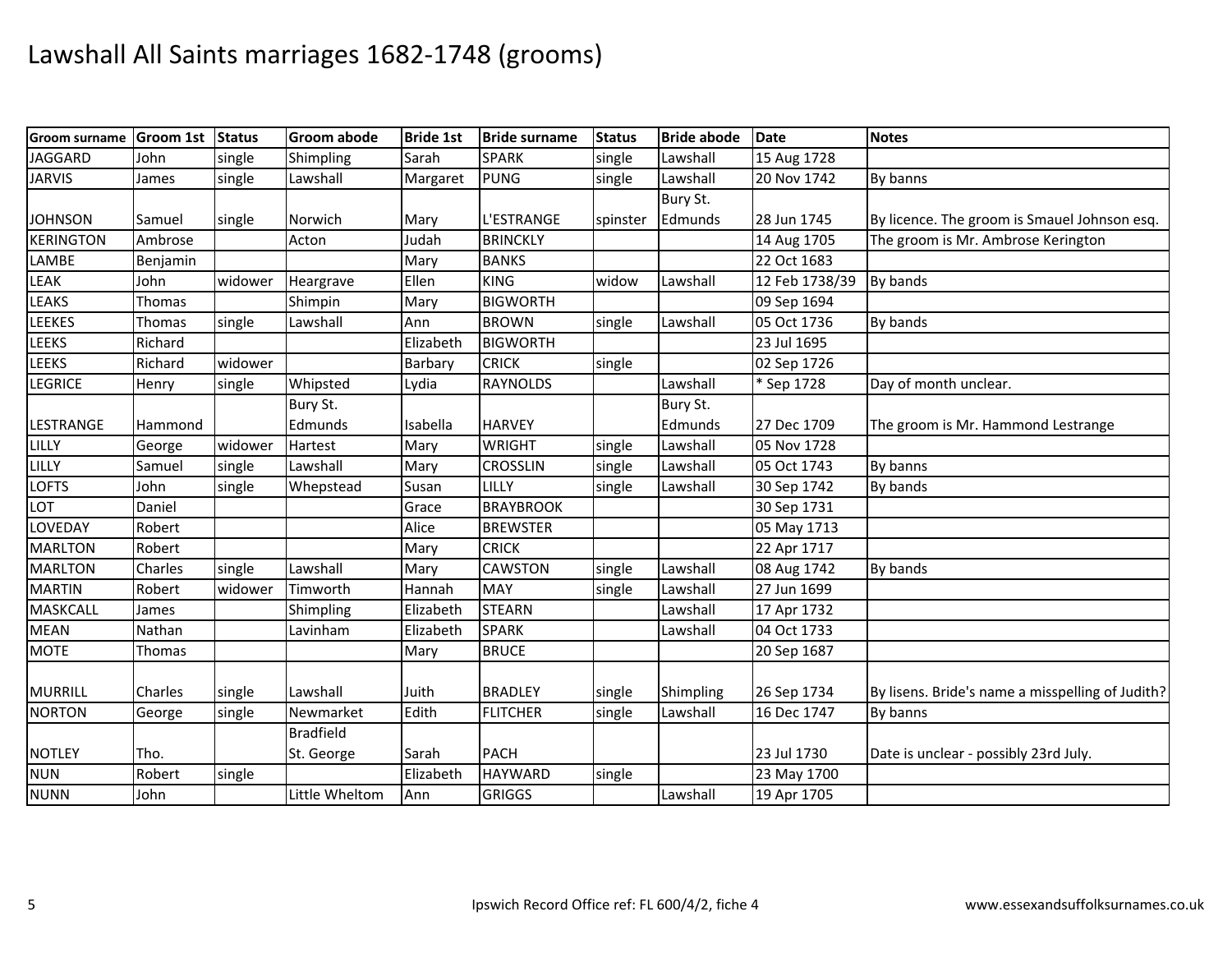# Lawshall All Saints marriages 1682-1748 (grooms)

| Groom surname | Groom 1st | Status | Groom abode | Bride 1st | Bride surname | Status | Bride abode | Date | Notes |
|---|---|---|---|---|---|---|---|---|---|
| JAGGARD | John | single | Shimpling | Sarah | SPARK | single | Lawshall | 15 Aug 1728 | |
| JARVIS | James | single | Lawshall | Margaret | PUNG | single | Lawshall | 20 Nov 1742 | By banns |
| JOHNSON | Samuel | single | Norwich | Mary | L'ESTRANGE | spinster | Bury St. Edmunds | 28 Jun 1745 | By licence. The groom is Smauel Johnson esq. |
| KERINGTON | Ambrose | | Acton | Judah | BRINCKLY | | | 14 Aug 1705 | The groom is Mr. Ambrose Kerington |
| LAMBE | Benjamin | | | Mary | BANKS | | | 22 Oct 1683 | |
| LEAK | John | widower | Heargrave | Ellen | KING | widow | Lawshall | 12 Feb 1738/39 | By bands |
| LEAKS | Thomas | | Shimpin | Mary | BIGWORTH | | | 09 Sep 1694 | |
| LEEKES | Thomas | single | Lawshall | Ann | BROWN | single | Lawshall | 05 Oct 1736 | By bands |
| LEEKS | Richard | | | Elizabeth | BIGWORTH | | | 23 Jul 1695 | |
| LEEKS | Richard | widower | | Barbary | CRICK | single | | 02 Sep 1726 | |
| LEGRICE | Henry | single | Whipsted | Lydia | RAYNOLDS | | Lawshall | * Sep 1728 | Day of month unclear. |
| LESTRANGE | Hammond | | Bury St. Edmunds | Isabella | HARVEY | | Bury St. Edmunds | 27 Dec 1709 | The groom is Mr. Hammond Lestrange |
| LILLY | George | widower | Hartest | Mary | WRIGHT | single | Lawshall | 05 Nov 1728 | |
| LILLY | Samuel | single | Lawshall | Mary | CROSSLIN | single | Lawshall | 05 Oct 1743 | By banns |
| LOFTS | John | single | Whepstead | Susan | LILLY | single | Lawshall | 30 Sep 1742 | By bands |
| LOT | Daniel | | | Grace | BRAYBROOK | | | 30 Sep 1731 | |
| LOVEDAY | Robert | | | Alice | BREWSTER | | | 05 May 1713 | |
| MARLTON | Robert | | | Mary | CRICK | | | 22 Apr 1717 | |
| MARLTON | Charles | single | Lawshall | Mary | CAWSTON | single | Lawshall | 08 Aug 1742 | By bands |
| MARTIN | Robert | widower | Timworth | Hannah | MAY | single | Lawshall | 27 Jun 1699 | |
| MASKCALL | James | | Shimpling | Elizabeth | STEARN | | Lawshall | 17 Apr 1732 | |
| MEAN | Nathan | | Lavinham | Elizabeth | SPARK | | Lawshall | 04 Oct 1733 | |
| MOTE | Thomas | | | Mary | BRUCE | | | 20 Sep 1687 | |
| MURRILL | Charles | single | Lawshall | Juith | BRADLEY | single | Shimpling | 26 Sep 1734 | By lisens. Bride's name a misspelling of Judith? |
| NORTON | George | single | Newmarket | Edith | FLITCHER | single | Lawshall | 16 Dec 1747 | By banns |
| NOTLEY | Tho. | | Bradfield St. George | Sarah | PACH | | | 23 Jul 1730 | Date is unclear - possibly 23rd July. |
| NUN | Robert | single | | Elizabeth | HAYWARD | single | | 23 May 1700 | |
| NUNN | John | | Little Whelton | Ann | GRIGGS | | Lawshall | 19 Apr 1705 | |

Ipswich Record Office ref: FL 600/4/2, fiche 4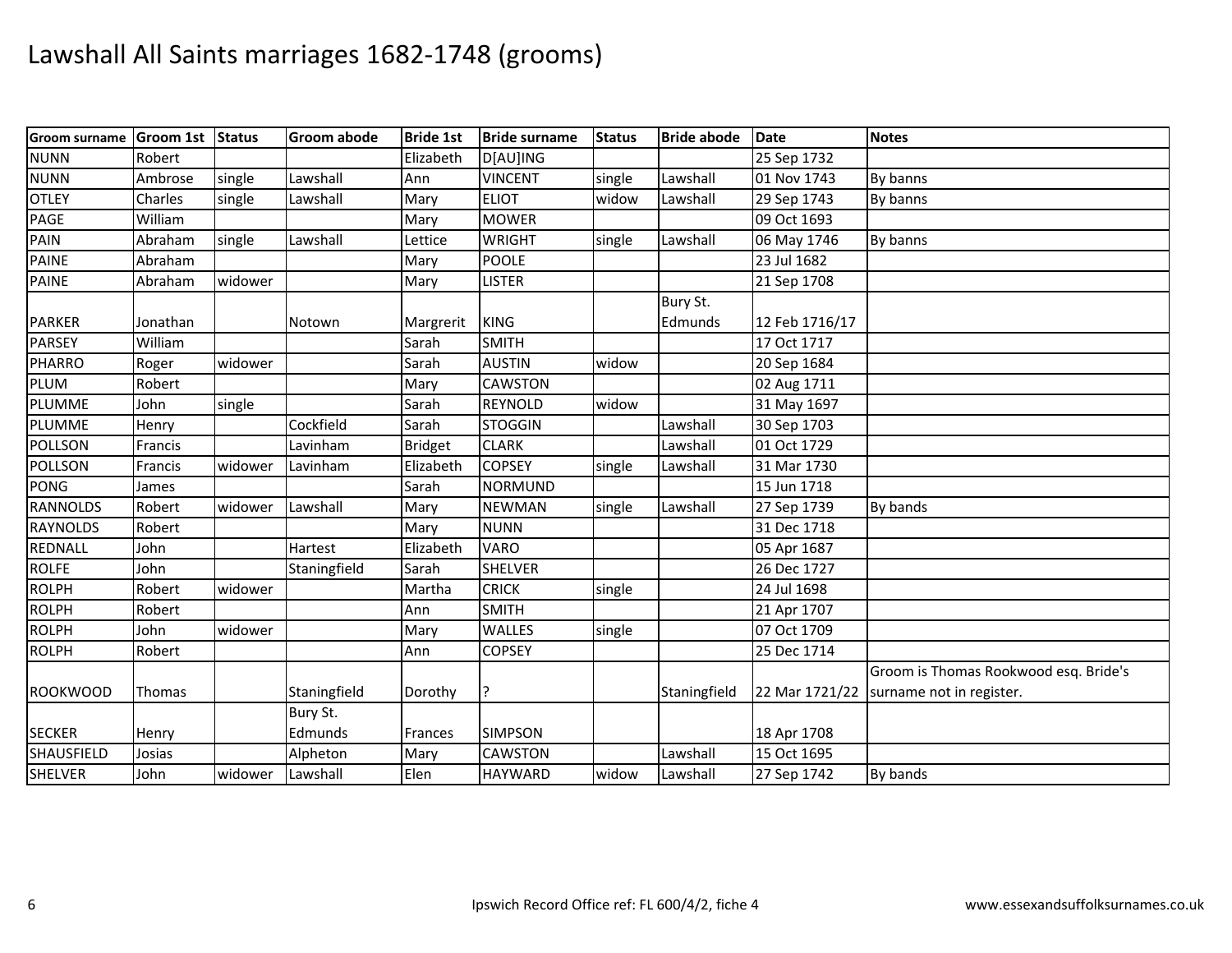# Lawshall All Saints marriages 1682-1748 (grooms)

| Groom surname | Groom 1st | Status | Groom abode | Bride 1st | Bride surname | Status | Bride abode | Date | Notes |
|---|---|---|---|---|---|---|---|---|---|
| NUNN | Robert | | | Elizabeth | D[AU]ING | | | 25 Sep 1732 | |
| NUNN | Ambrose | single | Lawshall | Ann | VINCENT | single | Lawshall | 01 Nov 1743 | By banns |
| OTLEY | Charles | single | Lawshall | Mary | ELIOT | widow | Lawshall | 29 Sep 1743 | By banns |
| PAGE | William | | | Mary | MOWER | | | 09 Oct 1693 | |
| PAIN | Abraham | single | Lawshall | Lettice | WRIGHT | single | Lawshall | 06 May 1746 | By banns |
| PAINE | Abraham | | | Mary | POOLE | | | 23 Jul 1682 | |
| PAINE | Abraham | widower | | Mary | LISTER | | | 21 Sep 1708 | |
| PARKER | Jonathan | | Notown | Margrerit | KING | | Bury St. Edmunds | 12 Feb 1716/17 | |
| PARSEY | William | | | Sarah | SMITH | | | 17 Oct 1717 | |
| PHARRO | Roger | widower | | Sarah | AUSTIN | widow | | 20 Sep 1684 | |
| PLUM | Robert | | | Mary | CAWSTON | | | 02 Aug 1711 | |
| PLUMME | John | single | | Sarah | REYNOLD | widow | | 31 May 1697 | |
| PLUMME | Henry | | Cockfield | Sarah | STOGGIN | | Lawshall | 30 Sep 1703 | |
| POLLSON | Francis | | Lavinham | Bridget | CLARK | | Lawshall | 01 Oct 1729 | |
| POLLSON | Francis | widower | Lavinham | Elizabeth | COPSEY | single | Lawshall | 31 Mar 1730 | |
| PONG | James | | | Sarah | NORMUND | | | 15 Jun 1718 | |
| RANNOLDS | Robert | widower | Lawshall | Mary | NEWMAN | single | Lawshall | 27 Sep 1739 | By bands |
| RAYNOLDS | Robert | | | Mary | NUNN | | | 31 Dec 1718 | |
| REDNALL | John | | Hartest | Elizabeth | VARO | | | 05 Apr 1687 | |
| ROLFE | John | | Staningfield | Sarah | SHELVER | | | 26 Dec 1727 | |
| ROLPH | Robert | widower | | Martha | CRICK | single | | 24 Jul 1698 | |
| ROLPH | Robert | | | Ann | SMITH | | | 21 Apr 1707 | |
| ROLPH | John | widower | | Mary | WALLES | single | | 07 Oct 1709 | |
| ROLPH | Robert | | | Ann | COPSEY | | | 25 Dec 1714 | |
| ROOKWOOD | Thomas | | Staningfield | Dorothy | ? | | Staningfield | 22 Mar 1721/22 | Groom is Thomas Rookwood esq. Bride's surname not in register. |
| SECKER | Henry | | Bury St. Edmunds | Frances | SIMPSON | | | 18 Apr 1708 | |
| SHAUSFIELD | Josias | | Alpheton | Mary | CAWSTON | | Lawshall | 15 Oct 1695 | |
| SHELVER | John | widower | Lawshall | Elen | HAYWARD | widow | Lawshall | 27 Sep 1742 | By bands |

Ipswich Record Office ref: FL 600/4/2, fiche 4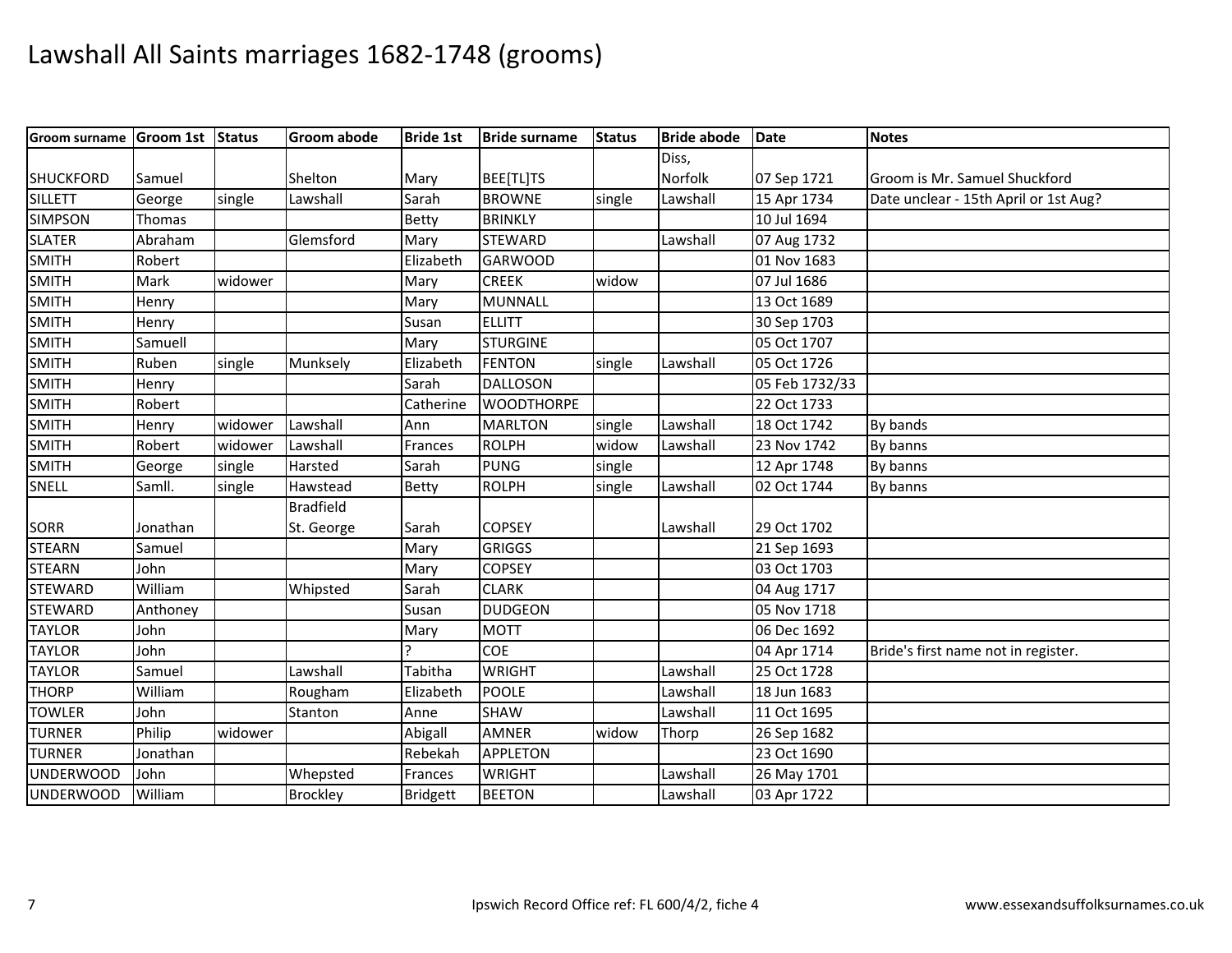# Lawshall All Saints marriages 1682-1748 (grooms)

| Groom surname | Groom 1st | Status | Groom abode | Bride 1st | Bride surname | Status | Bride abode | Date | Notes |
|---|---|---|---|---|---|---|---|---|---|
| SHUCKFORD | Samuel | | Shelton | Mary | BEE[TL]TS | | Diss, Norfolk | 07 Sep 1721 | Groom is Mr. Samuel Shuckford |
| SILLETT | George | single | Lawshall | Sarah | BROWNE | single | Lawshall | 15 Apr 1734 | Date unclear - 15th April or 1st Aug? |
| SIMPSON | Thomas | | | Betty | BRINKLY | | | 10 Jul 1694 | |
| SLATER | Abraham | | Glemsford | Mary | STEWARD | | Lawshall | 07 Aug 1732 | |
| SMITH | Robert | | | Elizabeth | GARWOOD | | | 01 Nov 1683 | |
| SMITH | Mark | widower | | Mary | CREEK | widow | | 07 Jul 1686 | |
| SMITH | Henry | | | Mary | MUNNALL | | | 13 Oct 1689 | |
| SMITH | Henry | | | Susan | ELLITT | | | 30 Sep 1703 | |
| SMITH | Samuell | | | Mary | STURGINE | | | 05 Oct 1707 | |
| SMITH | Ruben | single | Munksely | Elizabeth | FENTON | single | Lawshall | 05 Oct 1726 | |
| SMITH | Henry | | | Sarah | DALLOSON | | | 05 Feb 1732/33 | |
| SMITH | Robert | | | Catherine | WOODTHORPE | | | 22 Oct 1733 | |
| SMITH | Henry | widower | Lawshall | Ann | MARLTON | single | Lawshall | 18 Oct 1742 | By bands |
| SMITH | Robert | widower | Lawshall | Frances | ROLPH | widow | Lawshall | 23 Nov 1742 | By banns |
| SMITH | George | single | Harsted | Sarah | PUNG | single | | 12 Apr 1748 | By banns |
| SNELL | Samll. | single | Hawstead | Betty | ROLPH | single | Lawshall | 02 Oct 1744 | By banns |
| SORR | Jonathan | | Bradfield St. George | Sarah | COPSEY | | Lawshall | 29 Oct 1702 | |
| STEARN | Samuel | | | Mary | GRIGGS | | | 21 Sep 1693 | |
| STEARN | John | | | Mary | COPSEY | | | 03 Oct 1703 | |
| STEWARD | William | | Whipsted | Sarah | CLARK | | | 04 Aug 1717 | |
| STEWARD | Anthoney | | | Susan | DUDGEON | | | 05 Nov 1718 | |
| TAYLOR | John | | | Mary | MOTT | | | 06 Dec 1692 | |
| TAYLOR | John | | | ? | COE | | | 04 Apr 1714 | Bride's first name not in register. |
| TAYLOR | Samuel | | Lawshall | Tabitha | WRIGHT | | Lawshall | 25 Oct 1728 | |
| THORP | William | | Rougham | Elizabeth | POOLE | | Lawshall | 18 Jun 1683 | |
| TOWLER | John | | Stanton | Anne | SHAW | | Lawshall | 11 Oct 1695 | |
| TURNER | Philip | widower | | Abigall | AMNER | widow | Thorp | 26 Sep 1682 | |
| TURNER | Jonathan | | | Rebekah | APPLETON | | | 23 Oct 1690 | |
| UNDERWOOD | John | | Whepsted | Frances | WRIGHT | | Lawshall | 26 May 1701 | |
| UNDERWOOD | William | | Brockley | Bridgett | BEETON | | Lawshall | 03 Apr 1722 | |

Ipswich Record Office ref: FL 600/4/2, fiche 4

www.essexandsuffolksurnames.co.uk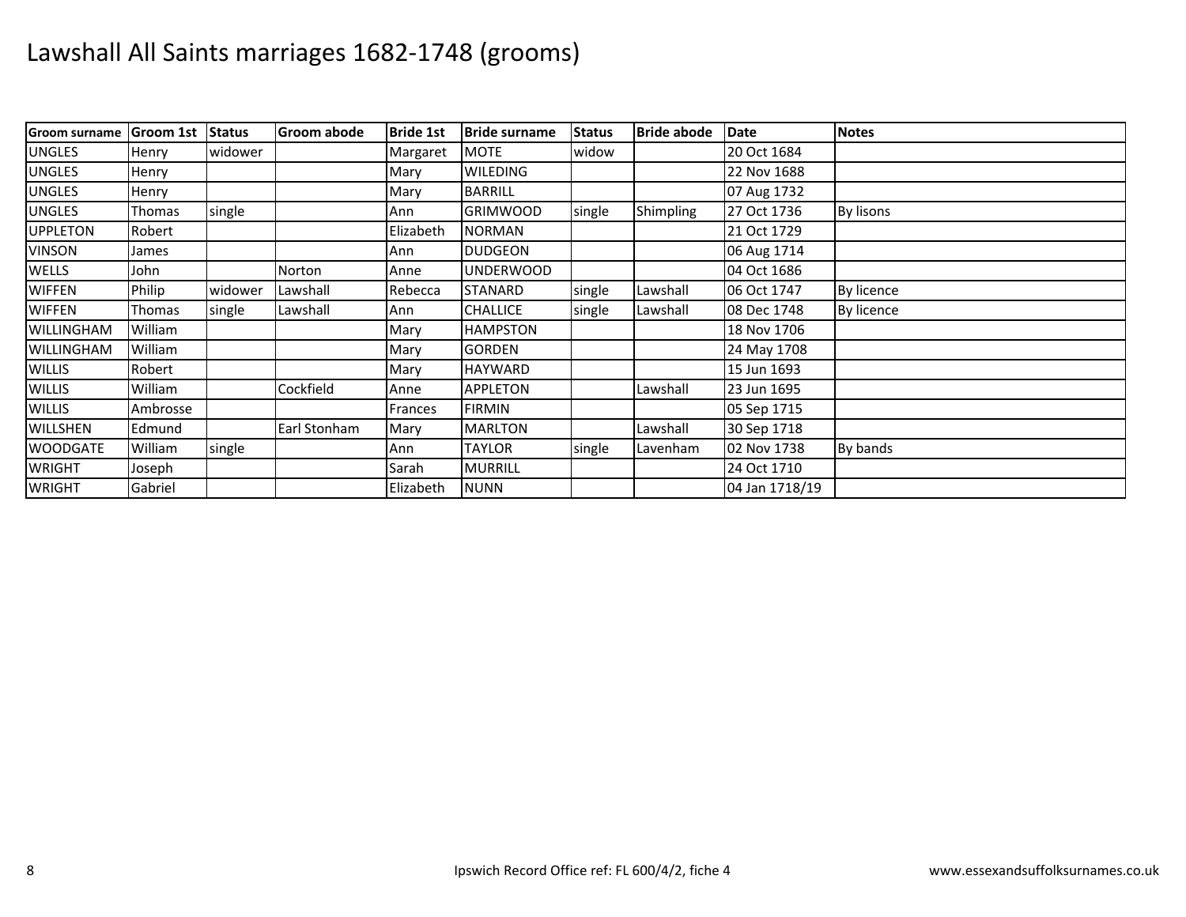# Lawshall All Saints marriages 1682-1748 (grooms)

| Groom surname | Groom 1st | Status | Groom abode | Bride 1st | Bride surname | Status | Bride abode | Date | Notes |
|---|---|---|---|---|---|---|---|---|---|
| UNGLES | Henry | widower | | Margaret | MOTE | widow | | 20 Oct 1684 | |
| UNGLES | Henry | | | Mary | WILEDING | | | 22 Nov 1688 | |
| UNGLES | Henry | | | Mary | BARRILL | | | 07 Aug 1732 | |
| UNGLES | Thomas | single | | Ann | GRIMWOOD | single | Shimpling | 27 Oct 1736 | By lisons |
| UPPLETON | Robert | | | Elizabeth | NORMAN | | | 21 Oct 1729 | |
| VINSON | James | | | Ann | DUDGEON | | | 06 Aug 1714 | |
| WELLS | John | | Norton | Anne | UNDERWOOD | | | 04 Oct 1686 | |
| WIFFEN | Philip | widower | Lawshall | Rebecca | STANARD | single | Lawshall | 06 Oct 1747 | By licence |
| WIFFEN | Thomas | single | Lawshall | Ann | CHALLICE | single | Lawshall | 08 Dec 1748 | By licence |
| WILLINGHAM | William | | | Mary | HAMPSTON | | | 18 Nov 1706 | |
| WILLINGHAM | William | | | Mary | GORDEN | | | 24 May 1708 | |
| WILLIS | Robert | | | Mary | HAYWARD | | | 15 Jun 1693 | |
| WILLIS | William | | Cockfield | Anne | APPLETON | | Lawshall | 23 Jun 1695 | |
| WILLIS | Ambrosse | | | Frances | FIRMIN | | | 05 Sep 1715 | |
| WILLSHEN | Edmund | | Earl Stonham | Mary | MARLTON | | Lawshall | 30 Sep 1718 | |
| WOODGATE | William | single | | Ann | TAYLOR | single | Lavenham | 02 Nov 1738 | By bands |
| WRIGHT | Joseph | | | Sarah | MURRILL | | | 24 Oct 1710 | |
| WRIGHT | Gabriel | | | Elizabeth | NUNN | | | 04 Jan 1718/19 | |

Ipswich Record Office ref: FL 600/4/2, fiche 4

www.essexandsuffolksurnames.co.uk